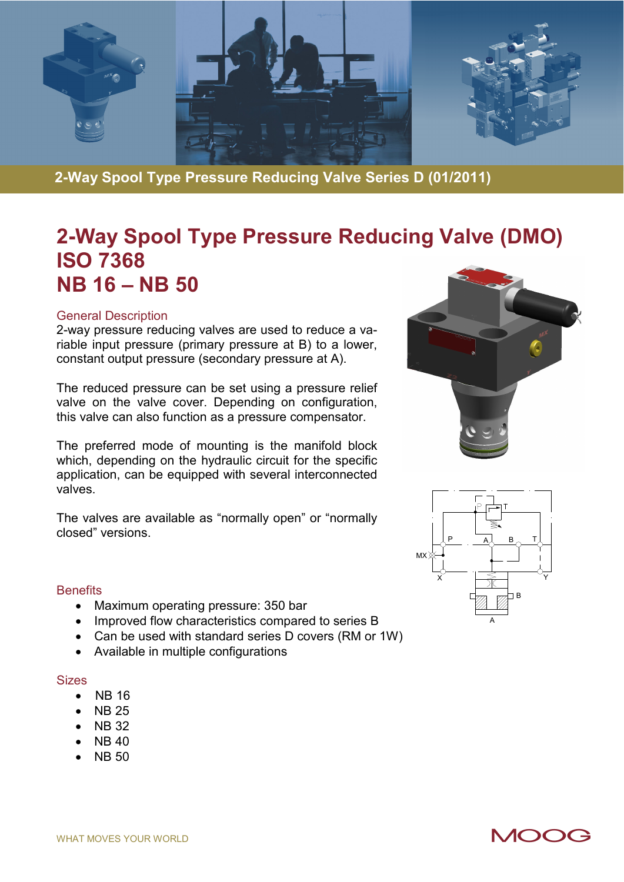2-Way Spool Type Pressure Reducing Valve Series D (01/2011)

# 2-Way Spool Type Pressure Reducing Valve (DMO) ISO 7368 NB 16 – NB 50

## General Description

2-way pressure reducing valves are used to reduce a variable input pressure (primary pressure at B) to a lower, constant output pressure (secondary pressure at A).

The reduced pressure can be set using a pressure relief valve on the valve cover. Depending on configuration, this valve can also function as a pressure compensator.

The preferred mode of mounting is the manifold block which, depending on the hydraulic circuit for the specific application, can be equipped with several interconnected valves.

The valves are available as "normally open" or "normally closed" versions.

## Benefits

- Maximum operating pressure: 350 bar
- Improved flow characteristics compared to series B
- Can be used with standard series D covers (RM or 1W)
- Available in multiple configurations

## Sizes

- NB 16
- NB 25
- NB 32
- NB 40
- NB 50

WHAT MOVES YOUR WORLD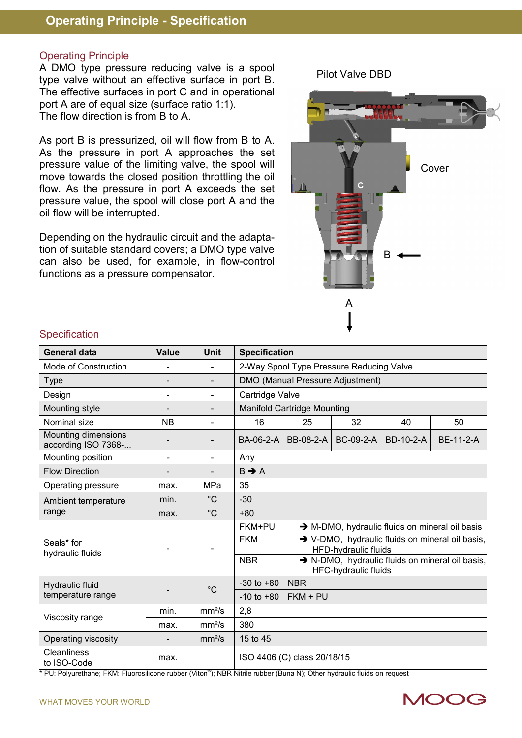# Operating Principle - Specification

## Operating Principle

A DMO type pressure reducing valve is a spool type valve without an effective surface in port B. The effective surfaces in port C and in operational port A are of equal size (surface ratio 1:1).
The flow direction is from B to A.

As port B is pressurized, oil will flow from B to A. As the pressure in port A approaches the set pressure value of the limiting valve, the spool will move towards the closed position throttling the oil flow. As the pressure in port A exceeds the set pressure value, the spool will close port A and the oil flow will be interrupted.

Depending on the hydraulic circuit and the adaptation of suitable standard covers; a DMO type valve can also be used, for example, in flow-control functions as a pressure compensator.

Pilot Valve DBD

Cover

C

B ←

A ↓

## Specification

| General data | Value | Unit | Specification | | | | |
|---|---|---|---|---|---|---|---|
| Mode of Construction | - | - | 2-Way Spool Type Pressure Reducing Valve | | | | |
| Type | - | - | DMO (Manual Pressure Adjustment) | | | | |
| Design | - | - | Cartridge Valve | | | | |
| Mounting style | - | - | Manifold Cartridge Mounting | | | | |
| Nominal size | NB | - | 16 | 25 | 32 | 40 | 50 |
| Mounting dimensions according ISO 7368-... | - | - | BA-06-2-A | BB-08-2-A | BC-09-2-A | BD-10-2-A | BE-11-2-A |
| Mounting position | - | - | Any | | | | |
| Flow Direction | - | - | B → A | | | | |
| Operating pressure | max. | MPa | 35 | | | | |
| Ambient temperature range | min. | °C | -30 | | | | |
| | max. | °C | +80 | | | | |
| Seals* for hydraulic fluids | - | - | FKM+PU → M-DMO, hydraulic fluids on mineral oil basis | | | | |
| | | | FKM → V-DMO, hydraulic fluids on mineral oil basis, HFD-hydraulic fluids | | | | |
| | | | NBR → N-DMO, hydraulic fluids on mineral oil basis, HFC-hydraulic fluids | | | | |
| Hydraulic fluid temperature range | - | °C | -30 to +80 | NBR | | | |
| | | | -10 to +80 | FKM + PU | | | |
| Viscosity range | min. | mm²/s | 2,8 | | | | |
| | max. | mm²/s | 380 | | | | |
| Operating viscosity | - | mm²/s | 15 to 45 | | | | |
| Cleanliness to ISO-Code | max. | | ISO 4406 (C) class 20/18/15 | | | | |

* PU: Polyurethane; FKM: Fluorosilicone rubber (Viton®); NBR Nitrile rubber (Buna N); Other hydraulic fluids on request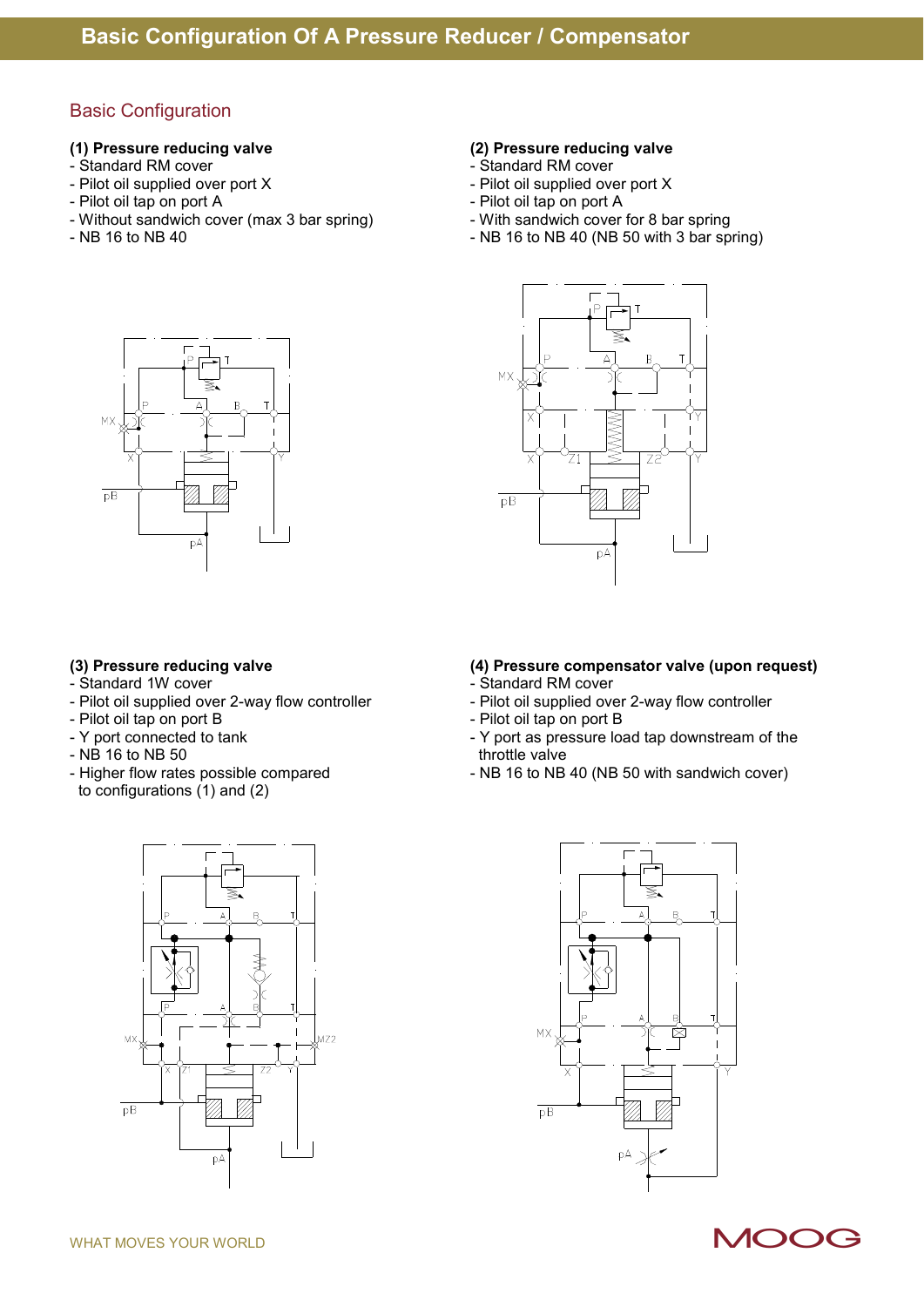# Basic Configuration Of A Pressure Reducer / Compensator

## Basic Configuration

**(1) Pressure reducing valve**
- Standard RM cover
- Pilot oil supplied over port X
- Pilot oil tap on port A
- Without sandwich cover (max 3 bar spring)
- NB 16 to NB 40

**(2) Pressure reducing valve**
- Standard RM cover
- Pilot oil supplied over port X
- Pilot oil tap on port A
- With sandwich cover for 8 bar spring
- NB 16 to NB 40 (NB 50 with 3 bar spring)

**(3) Pressure reducing valve**
- Standard 1W cover
- Pilot oil supplied over 2-way flow controller
- Pilot oil tap on port B
- Y port connected to tank
- NB 16 to NB 50
- Higher flow rates possible compared to configurations (1) and (2)

**(4) Pressure compensator valve (upon request)**
- Standard RM cover
- Pilot oil supplied over 2-way flow controller
- Pilot oil tap on port B
- Y port as pressure load tap downstream of the throttle valve
- NB 16 to NB 40 (NB 50 with sandwich cover)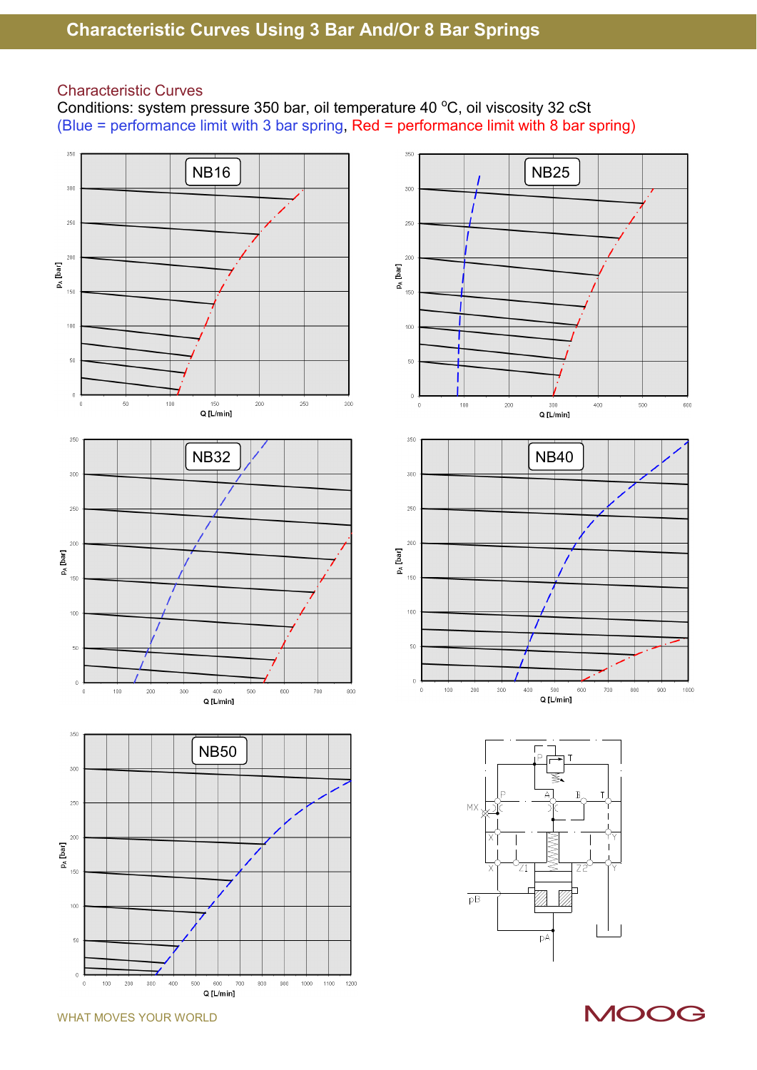# Characteristic Curves Using 3 Bar And/Or 8 Bar Springs

## Characteristic Curves

Conditions: system pressure 350 bar, oil temperature 40 °C, oil viscosity 32 cSt
(Blue = performance limit with 3 bar spring, Red = performance limit with 8 bar spring)

WHAT MOVES YOUR WORLD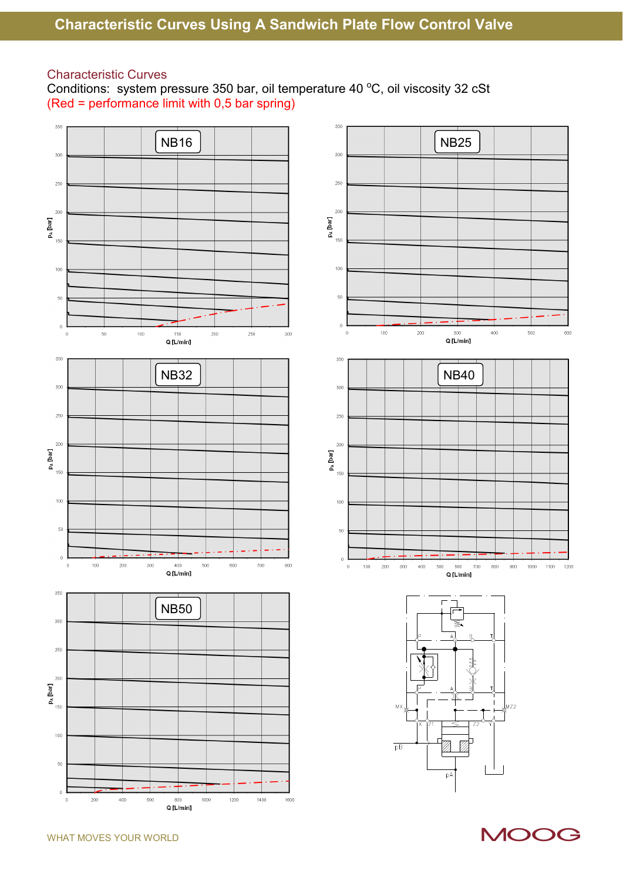# Characteristic Curves Using A Sandwich Plate Flow Control Valve

## Characteristic Curves

Conditions: system pressure 350 bar, oil temperature 40 °C, oil viscosity 32 cSt
(Red = performance limit with 0,5 bar spring)

NB16

NB25

NB32

NB40

NB50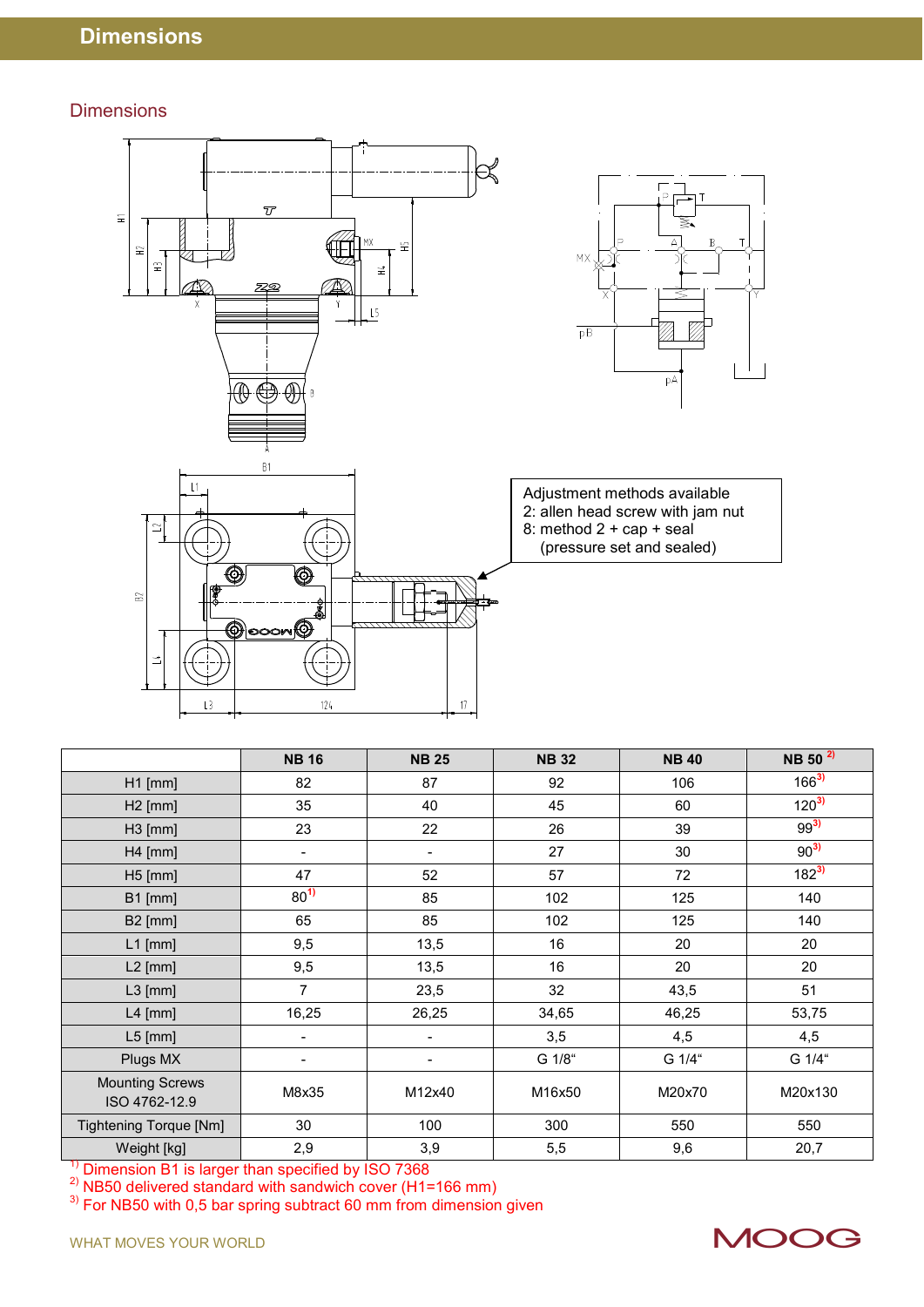# Dimensions

## Dimensions

Adjustment methods available
2: allen head screw with jam nut
8: method 2 + cap + seal
(pressure set and sealed)

| | NB 16 | NB 25 | NB 32 | NB 40 | NB 50 [2] |
|---|---|---|---|---|---|
| H1 [mm] | 82 | 87 | 92 | 106 | 166[3] |
| H2 [mm] | 35 | 40 | 45 | 60 | 120[3] |
| H3 [mm] | 23 | 22 | 26 | 39 | 99[3] |
| H4 [mm] | - | - | 27 | 30 | 90[3] |
| H5 [mm] | 47 | 52 | 57 | 72 | 182[3] |
| B1 [mm] | 80[1] | 85 | 102 | 125 | 140 |
| B2 [mm] | 65 | 85 | 102 | 125 | 140 |
| L1 [mm] | 9,5 | 13,5 | 16 | 20 | 20 |
| L2 [mm] | 9,5 | 13,5 | 16 | 20 | 20 |
| L3 [mm] | 7 | 23,5 | 32 | 43,5 | 51 |
| L4 [mm] | 16,25 | 26,25 | 34,65 | 46,25 | 53,75 |
| L5 [mm] | - | - | 3,5 | 4,5 | 4,5 |
| Plugs MX | - | - | G 1/8“ | G 1/4“ | G 1/4“ |
| Mounting Screws ISO 4762-12.9 | M8x35 | M12x40 | M16x50 | M20x70 | M20x130 |
| Tightening Torque [Nm] | 30 | 100 | 300 | 550 | 550 |
| Weight [kg] | 2,9 | 3,9 | 5,5 | 9,6 | 20,7 |

[1] Dimension B1 is larger than specified by ISO 7368
[2] NB50 delivered standard with sandwich cover (H1=166 mm)
[3] For NB50 with 0,5 bar spring subtract 60 mm from dimension given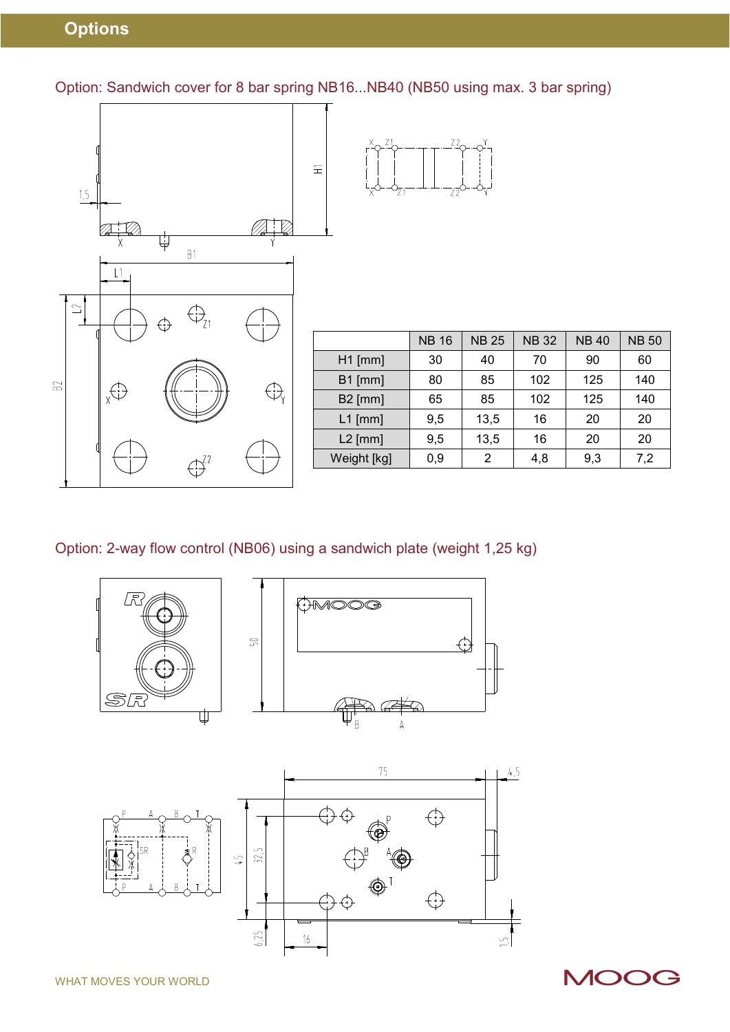# Options

## Option: Sandwich cover for 8 bar spring NB16...NB40 (NB50 using max. 3 bar spring)

| | NB 16 | NB 25 | NB 32 | NB 40 | NB 50 |
|---|---|---|---|---|---|
| H1 [mm] | 30 | 40 | 70 | 90 | 60 |
| B1 [mm] | 80 | 85 | 102 | 125 | 140 |
| B2 [mm] | 65 | 85 | 102 | 125 | 140 |
| L1 [mm] | 9,5 | 13,5 | 16 | 20 | 20 |
| L2 [mm] | 9,5 | 13,5 | 16 | 20 | 20 |
| Weight [kg] | 0,9 | 2 | 4,8 | 9,3 | 7,2 |

## Option: 2-way flow control (NB06) using a sandwich plate (weight 1,25 kg)

WHAT MOVES YOUR WORLD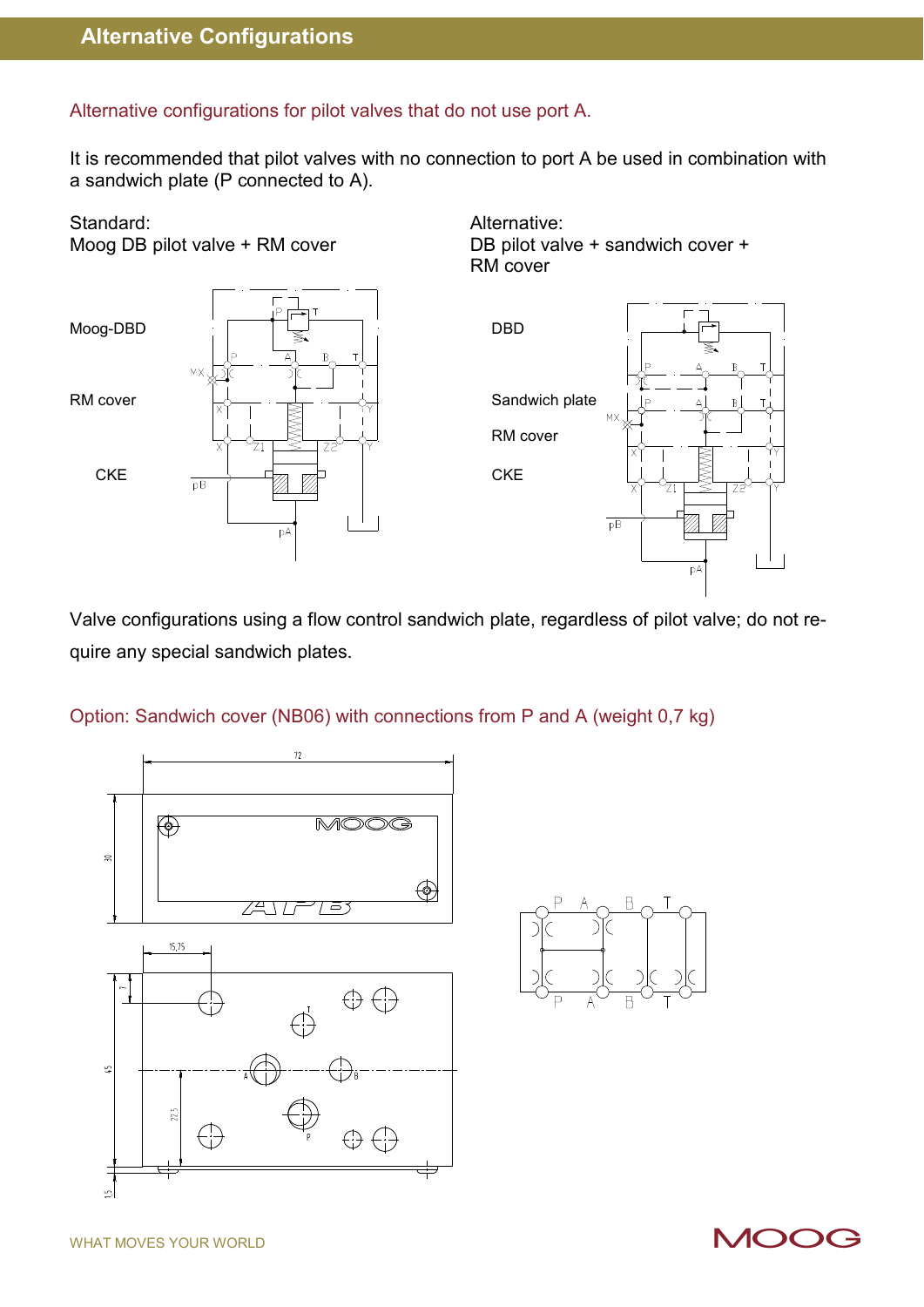# Alternative Configurations

## Alternative configurations for pilot valves that do not use port A.

It is recommended that pilot valves with no connection to port A be used in combination with a sandwich plate (P connected to A).

Standard:
Moog DB pilot valve + RM cover

Moog-DBD

RM cover

CKE

Alternative:
DB pilot valve + sandwich cover + RM cover

DBD

Sandwich plate

RM cover

CKE

Valve configurations using a flow control sandwich plate, regardless of pilot valve; do not require any special sandwich plates.

## Option: Sandwich cover (NB06) with connections from P and A (weight 0,7 kg)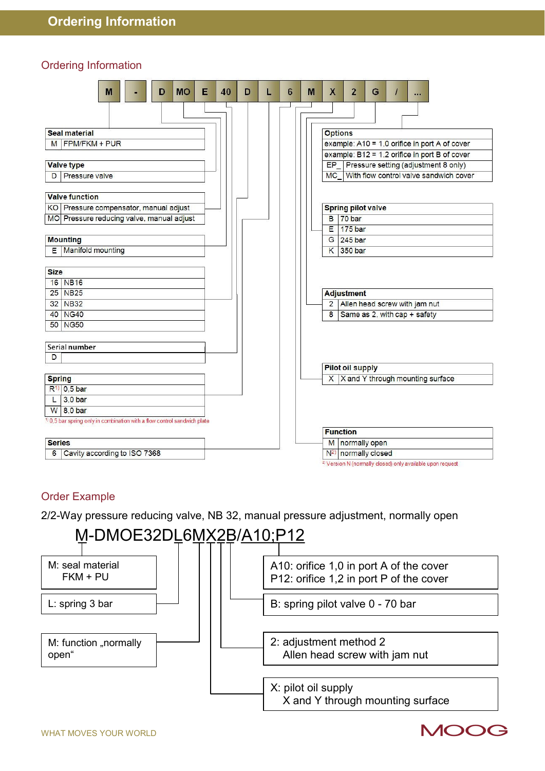# Ordering Information

## Ordering Information

| M | - | D | MO | E | 40 | D | L | 6 | M | X | 2 | G | / | ... |
|---|---|---|---|---|---|---|---|---|---|---|---|---|---|---|

**Seal material**

| | |
|---|---|
| M | FPM/FKM + PUR |

**Valve type**

| | |
|---|---|
| D | Pressure valve |

**Valve function**

| | |
|---|---|
| KO | Pressure compensator, manual adjust |
| MO | Pressure reducing valve, manual adjust |

**Mounting**

| | |
|---|---|
| E | Manifold mounting |

**Size**

| | |
|---|---|
| 16 | NB16 |
| 25 | NB25 |
| 32 | NB32 |
| 40 | NG40 |
| 50 | NG50 |

**Serial number**

| | |
|---|---|
| D | |

**Spring**

| | |
|---|---|
| R[1] | 0,5 bar |
| L | 3,0 bar |
| W | 8,0 bar |

[1] 0,5 bar spring only in combination with a flow control sandwich plate

**Series**

| | |
|---|---|
| 6 | Cavity according to ISO 7368 |

**Options**

| | |
|---|---|
| example: A10 = 1,0 orifice in port A of cover | |
| example: B12 = 1,2 orifice in port B of cover | |
| EP_ | Pressure setting (adjustment 8 only) |
| MC_ | With flow control valve sandwich cover |

**Spring pilot valve**

| | |
|---|---|
| B | 70 bar |
| E | 175 bar |
| G | 245 bar |
| K | 350 bar |

**Adjustment**

| | |
|---|---|
| 2 | Allen head screw with jam nut |
| 8 | Same as 2, with cap + safety |

**Pilot oil supply**

| | |
|---|---|
| X | X and Y through mounting surface |

**Function**

| | |
|---|---|
| M | normally open |
| N[2] | normally closed |

[2] Version N (normally closed) only available upon request

## Order Example

2/2-Way pressure reducing valve, NB 32, manual pressure adjustment, normally open

**M-DMOE32DL6MX2B/A10;P12**

- M: seal material FKM + PU
- L: spring 3 bar
- M: function „normally open“
- A10: orifice 1,0 in port A of the cover
  P12: orifice 1,2 in port P of the cover
- B: spring pilot valve 0 - 70 bar
- 2: adjustment method 2
  Allen head screw with jam nut
- X: pilot oil supply
  X and Y through mounting surface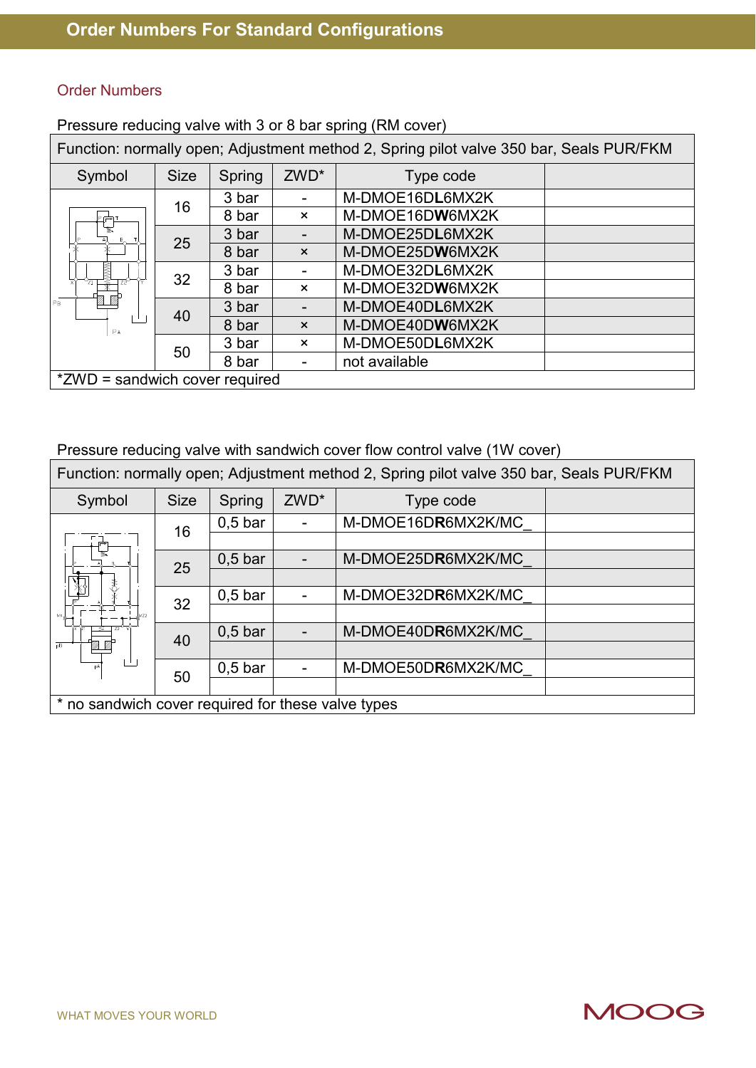# Order Numbers For Standard Configurations

## Order Numbers

Pressure reducing valve with 3 or 8 bar spring (RM cover)

| Function: normally open; Adjustment method 2, Spring pilot valve 350 bar, Seals PUR/FKM | | | | | |
|---|---|---|---|---|---|
| Symbol | Size | Spring | ZWD* | Type code | |
| | 16 | 3 bar | - | M-DMOE16D**L**6MX2K | |
| | | 8 bar | × | M-DMOE16D**W**6MX2K | |
| | 25 | 3 bar | - | M-DMOE25D**L**6MX2K | |
| | | 8 bar | × | M-DMOE25D**W**6MX2K | |
| | 32 | 3 bar | - | M-DMOE32D**L**6MX2K | |
| | | 8 bar | × | M-DMOE32D**W**6MX2K | |
| | 40 | 3 bar | - | M-DMOE40D**L**6MX2K | |
| | | 8 bar | × | M-DMOE40D**W**6MX2K | |
| | 50 | 3 bar | × | M-DMOE50D**L**6MX2K | |
| | | 8 bar | - | not available | |
| *ZWD = sandwich cover required | | | | | |

Pressure reducing valve with sandwich cover flow control valve (1W cover)

| Function: normally open; Adjustment method 2, Spring pilot valve 350 bar, Seals PUR/FKM | | | | | |
|---|---|---|---|---|---|
| Symbol | Size | Spring | ZWD* | Type code | |
| | 16 | 0,5 bar | - | M-DMOE16D**R**6MX2K/MC_ | |
| | 25 | 0,5 bar | - | M-DMOE25D**R**6MX2K/MC_ | |
| | 32 | 0,5 bar | - | M-DMOE32D**R**6MX2K/MC_ | |
| | 40 | 0,5 bar | - | M-DMOE40D**R**6MX2K/MC_ | |
| | 50 | 0,5 bar | - | M-DMOE50D**R**6MX2K/MC_ | |
| * no sandwich cover required for these valve types | | | | | |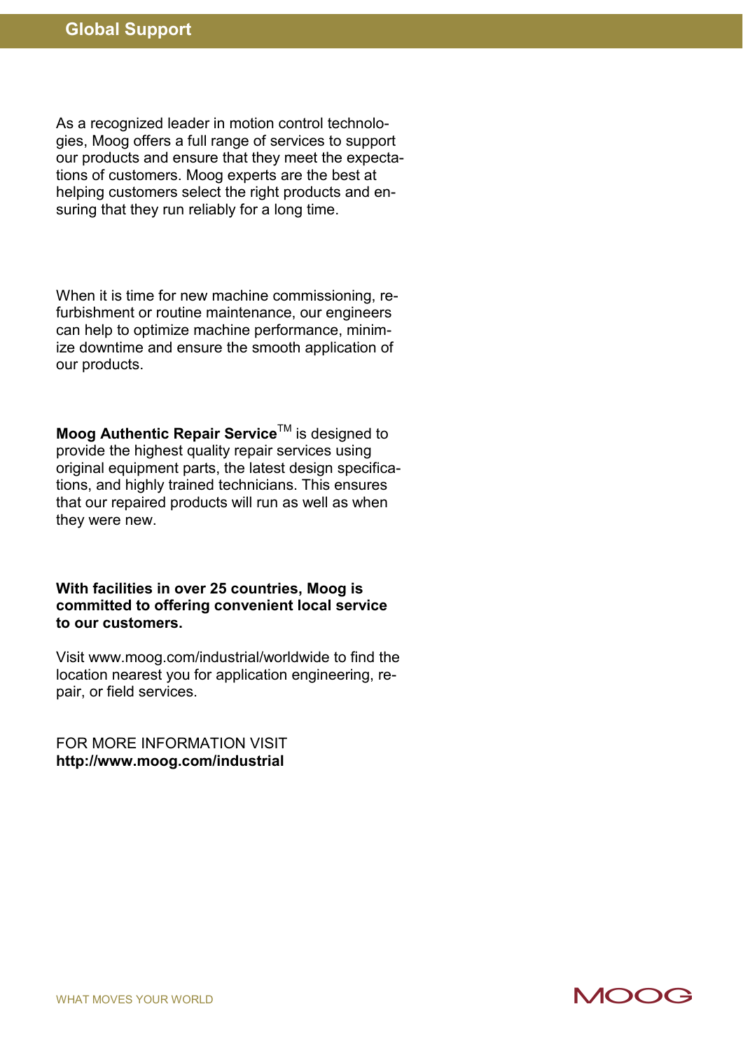# Global Support

As a recognized leader in motion control technologies, Moog offers a full range of services to support our products and ensure that they meet the expectations of customers. Moog experts are the best at helping customers select the right products and ensuring that they run reliably for a long time.

When it is time for new machine commissioning, refurbishment or routine maintenance, our engineers can help to optimize machine performance, minimize downtime and ensure the smooth application of our products.

**Moog Authentic Repair Service**™ is designed to provide the highest quality repair services using original equipment parts, the latest design specifications, and highly trained technicians. This ensures that our repaired products will run as well as when they were new.

**With facilities in over 25 countries, Moog is committed to offering convenient local service to our customers.**

Visit www.moog.com/industrial/worldwide to find the location nearest you for application engineering, repair, or field services.

FOR MORE INFORMATION VISIT
**http://www.moog.com/industrial**

WHAT MOVES YOUR WORLD

MOOG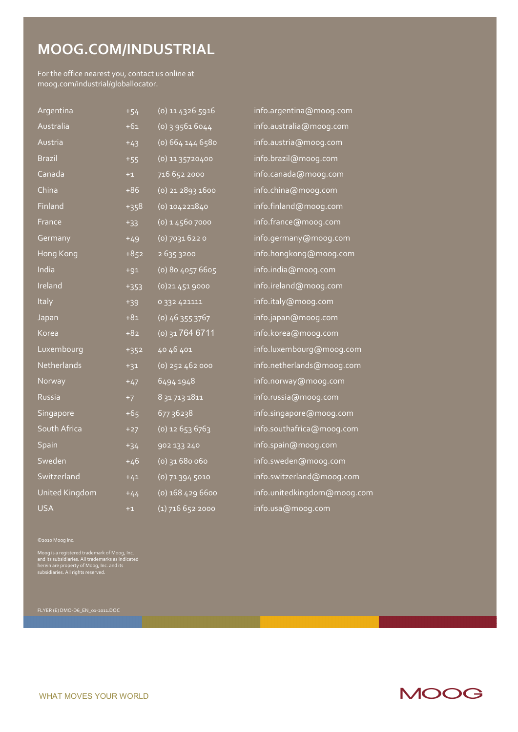# MOOG.COM/INDUSTRIAL

For the office nearest you, contact us online at moog.com/industrial/globallocator.

| | | | |
|---|---|---|---|
| Argentina | +54 | (0) 11 4326 5916 | info.argentina@moog.com |
| Australia | +61 | (0) 3 9561 6044 | info.australia@moog.com |
| Austria | +43 | (0) 664 144 6580 | info.austria@moog.com |
| Brazil | +55 | (0) 11 35720400 | info.brazil@moog.com |
| Canada | +1 | 716 652 2000 | info.canada@moog.com |
| China | +86 | (0) 21 2893 1600 | info.china@moog.com |
| Finland | +358 | (0) 104221840 | info.finland@moog.com |
| France | +33 | (0) 1 4560 7000 | info.france@moog.com |
| Germany | +49 | (0) 7031 622 0 | info.germany@moog.com |
| Hong Kong | +852 | 2 635 3200 | info.hongkong@moog.com |
| India | +91 | (0) 80 4057 6605 | info.india@moog.com |
| Ireland | +353 | (0)21 451 9000 | info.ireland@moog.com |
| Italy | +39 | 0 332 421111 | info.italy@moog.com |
| Japan | +81 | (0) 46 355 3767 | info.japan@moog.com |
| Korea | +82 | (0) 31 764 6711 | info.korea@moog.com |
| Luxembourg | +352 | 40 46 401 | info.luxembourg@moog.com |
| Netherlands | +31 | (0) 252 462 000 | info.netherlands@moog.com |
| Norway | +47 | 6494 1948 | info.norway@moog.com |
| Russia | +7 | 8 31 713 1811 | info.russia@moog.com |
| Singapore | +65 | 677 36238 | info.singapore@moog.com |
| South Africa | +27 | (0) 12 653 6763 | info.southafrica@moog.com |
| Spain | +34 | 902 133 240 | info.spain@moog.com |
| Sweden | +46 | (0) 31 680 060 | info.sweden@moog.com |
| Switzerland | +41 | (0) 71 394 5010 | info.switzerland@moog.com |
| United Kingdom | +44 | (0) 168 429 6600 | info.unitedkingdom@moog.com |
| USA | +1 | (1) 716 652 2000 | info.usa@moog.com |

©2010 Moog Inc.

Moog is a registered trademark of Moog, Inc. and its subsidiaries. All trademarks as indicated herein are property of Moog, Inc. and its subsidiaries. All rights reserved.

FLYER (E) DMO-D6_EN_01-2011.DOC

WHAT MOVES YOUR WORLD

MOOG